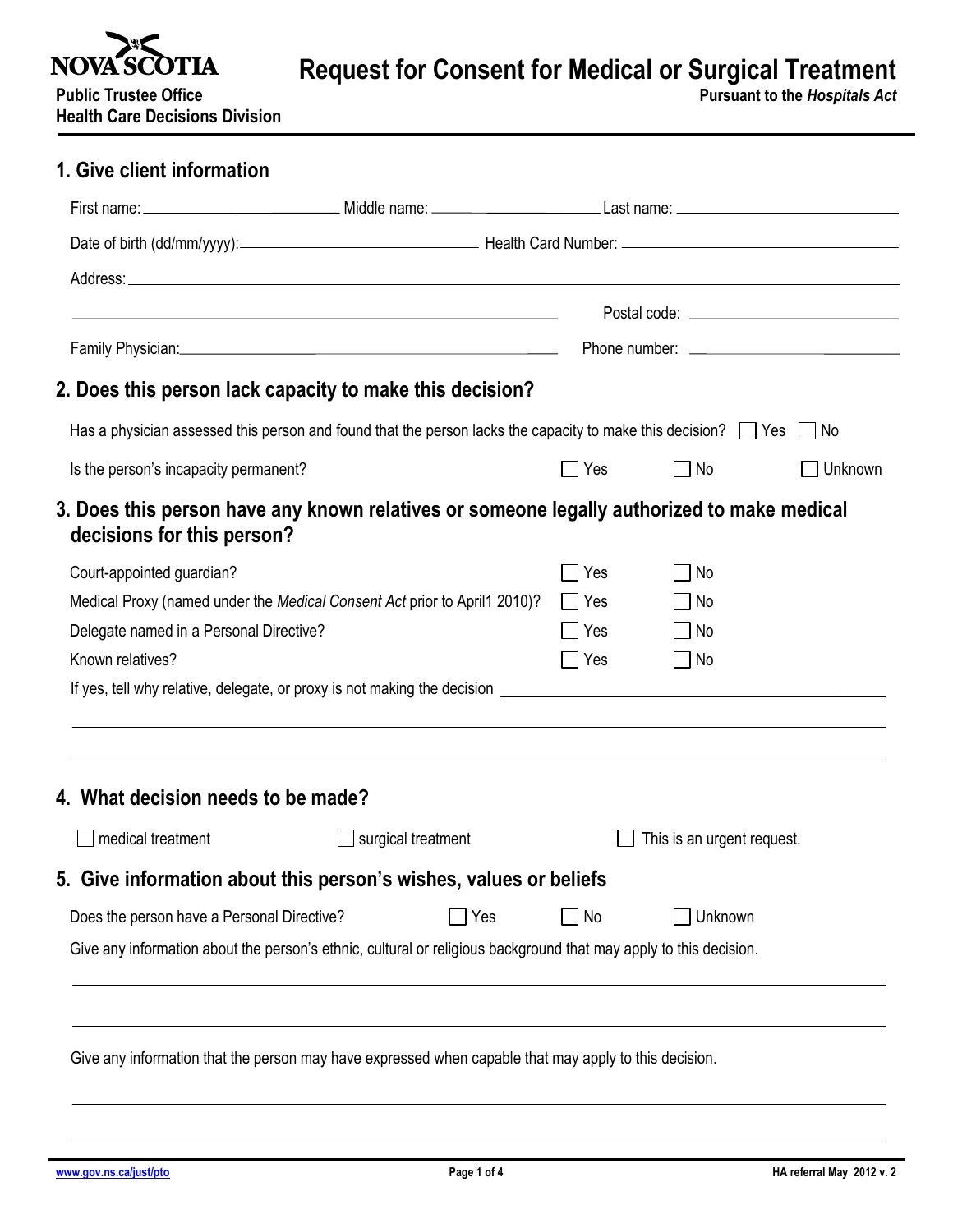NOVA SCOTIA

Public Trustee Office
Health Care Decisions Division

# Request for Consent for Medical or Surgical Treatment

**Pursuant to the *Hospitals Act***

## 1. Give client information

First name: \_\_\_\_\_\_\_\_\_\_ Middle name: \_\_\_\_\_\_\_\_\_\_ Last name: \_\_\_\_\_\_\_\_\_\_

Date of birth (dd/mm/yyyy): \_\_\_\_\_\_\_\_\_\_ Health Card Number: \_\_\_\_\_\_\_\_\_\_

Address: \_\_\_\_\_\_\_\_\_\_

\_\_\_\_\_\_\_\_\_\_ Postal code: \_\_\_\_\_\_\_\_\_\_

Family Physician: \_\_\_\_\_\_\_\_\_\_ Phone number: \_\_\_\_\_\_\_\_\_\_

## 2. Does this person lack capacity to make this decision?

Has a physician assessed this person and found that the person lacks the capacity to make this decision? ☐ Yes ☐ No

Is the person's incapacity permanent? ☐ Yes ☐ No ☐ Unknown

## 3. Does this person have any known relatives or someone legally authorized to make medical decisions for this person?

Court-appointed guardian? ☐ Yes ☐ No

Medical Proxy (named under the *Medical Consent Act* prior to April1 2010)? ☐ Yes ☐ No

Delegate named in a Personal Directive? ☐ Yes ☐ No

Known relatives? ☐ Yes ☐ No

If yes, tell why relative, delegate, or proxy is not making the decision \_\_\_\_\_\_\_\_\_\_

## 4. What decision needs to be made?

☐ medical treatment ☐ surgical treatment ☐ This is an urgent request.

## 5. Give information about this person's wishes, values or beliefs

Does the person have a Personal Directive? ☐ Yes ☐ No ☐ Unknown

Give any information about the person's ethnic, cultural or religious background that may apply to this decision.

\_\_\_\_\_\_\_\_\_\_

Give any information that the person may have expressed when capable that may apply to this decision.

\_\_\_\_\_\_\_\_\_\_

www.gov.ns.ca/just/pto

HA referral May 2012 v. 2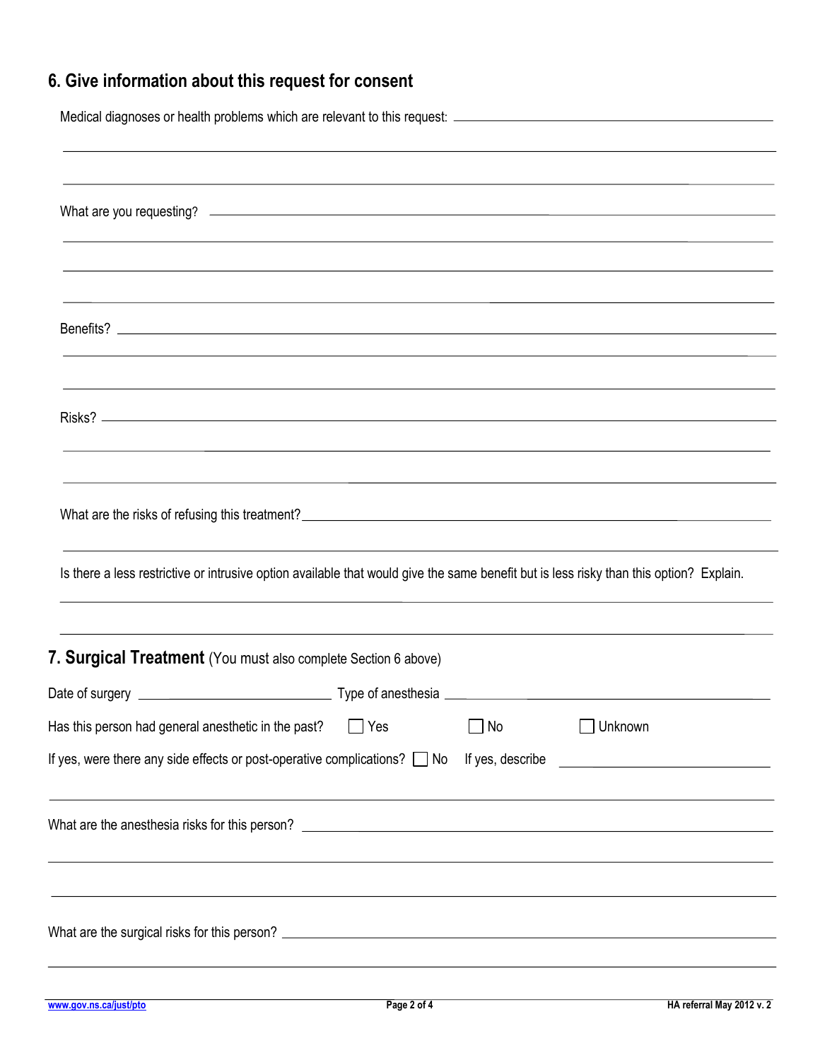## 6. Give information about this request for consent

Medical diagnoses or health problems which are relevant to this request: ______________________________

______________________________

______________________________

What are you requesting? ______________________________

______________________________

______________________________

______________________________

Benefits? ______________________________

______________________________

______________________________

Risks? ______________________________

______________________________

______________________________

What are the risks of refusing this treatment? ______________________________

______________________________

Is there a less restrictive or intrusive option available that would give the same benefit but is less risky than this option? Explain.

______________________________

______________________________

## 7. Surgical Treatment (You must also complete Section 6 above)

Date of surgery ____________________ Type of anesthesia ____________________

Has this person had general anesthetic in the past? ☐ Yes ☐ No ☐ Unknown

If yes, were there any side effects or post-operative complications? ☐ No If yes, describe ____________________

______________________________

What are the anesthesia risks for this person? ______________________________

______________________________

______________________________

What are the surgical risks for this person? ______________________________

______________________________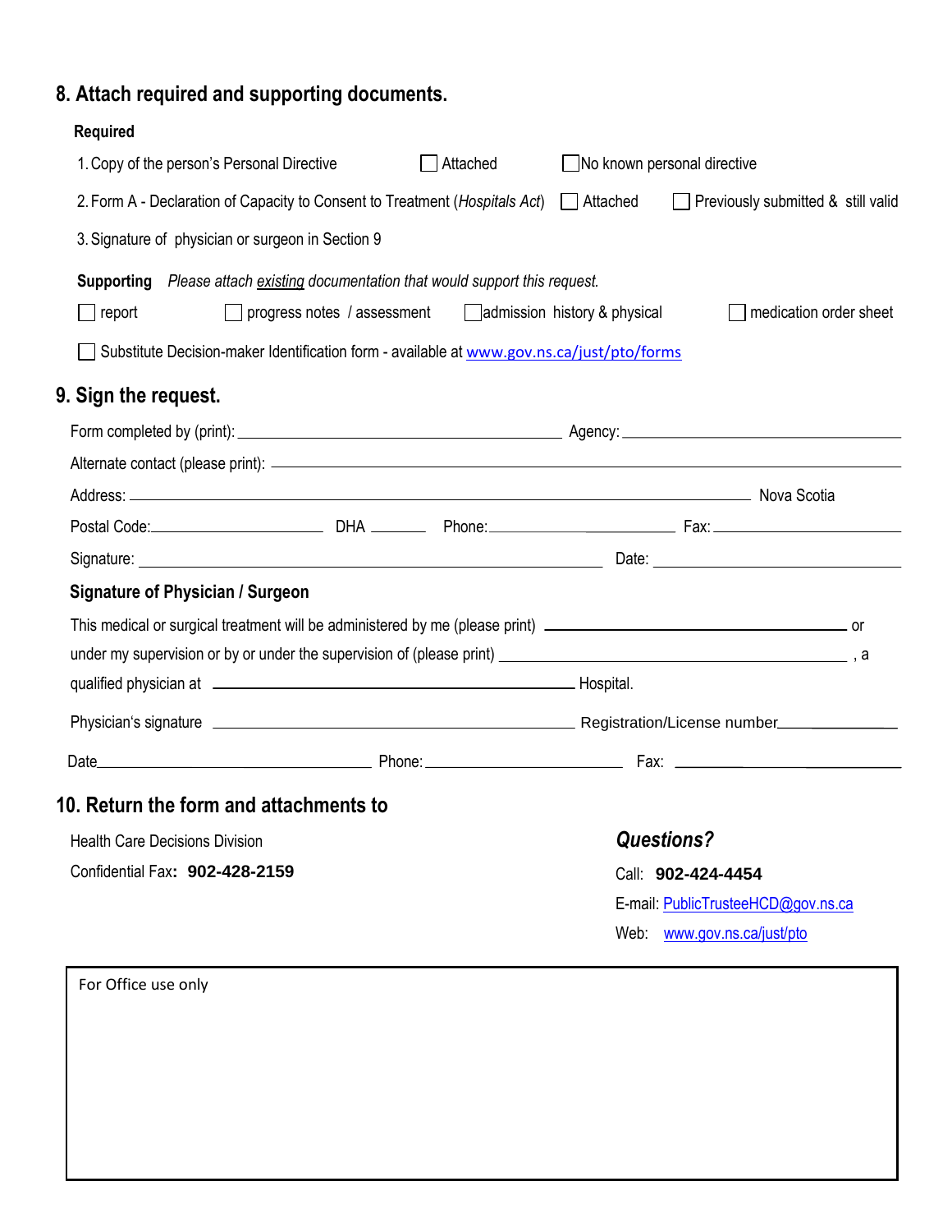## 8. Attach required and supporting documents.

**Required**

1. Copy of the person's Personal Directive ☐ Attached ☐ No known personal directive
2. Form A - Declaration of Capacity to Consent to Treatment (*Hospitals Act*) ☐ Attached ☐ Previously submitted & still valid
3. Signature of physician or surgeon in Section 9

**Supporting** *Please attach existing documentation that would support this request.*

☐ report ☐ progress notes / assessment ☐ admission history & physical ☐ medication order sheet

☐ Substitute Decision-maker Identification form - available at www.gov.ns.ca/just/pto/forms

## 9. Sign the request.

Form completed by (print): ______________________ Agency: ______________________

Alternate contact (please print): ______________________

Address: ______________________ Nova Scotia

Postal Code: ____________ DHA ______ Phone: ____________ Fax: ____________

Signature: ______________________ Date: ______________________

### Signature of Physician / Surgeon

This medical or surgical treatment will be administered by me (please print) ______________________ or under my supervision or by or under the supervision of (please print) ______________________ , a qualified physician at ______________________ Hospital.

Physician's signature ______________________ Registration/License number____________

Date______________________ Phone: ______________________ Fax: ______________________

## 10. Return the form and attachments to

Health Care Decisions Division

Confidential Fax**: 902-428-2159**

***Questions?***

Call: **902-424-4454**

E-mail: PublicTrusteeHCD@gov.ns.ca

Web: www.gov.ns.ca/just/pto

For Office use only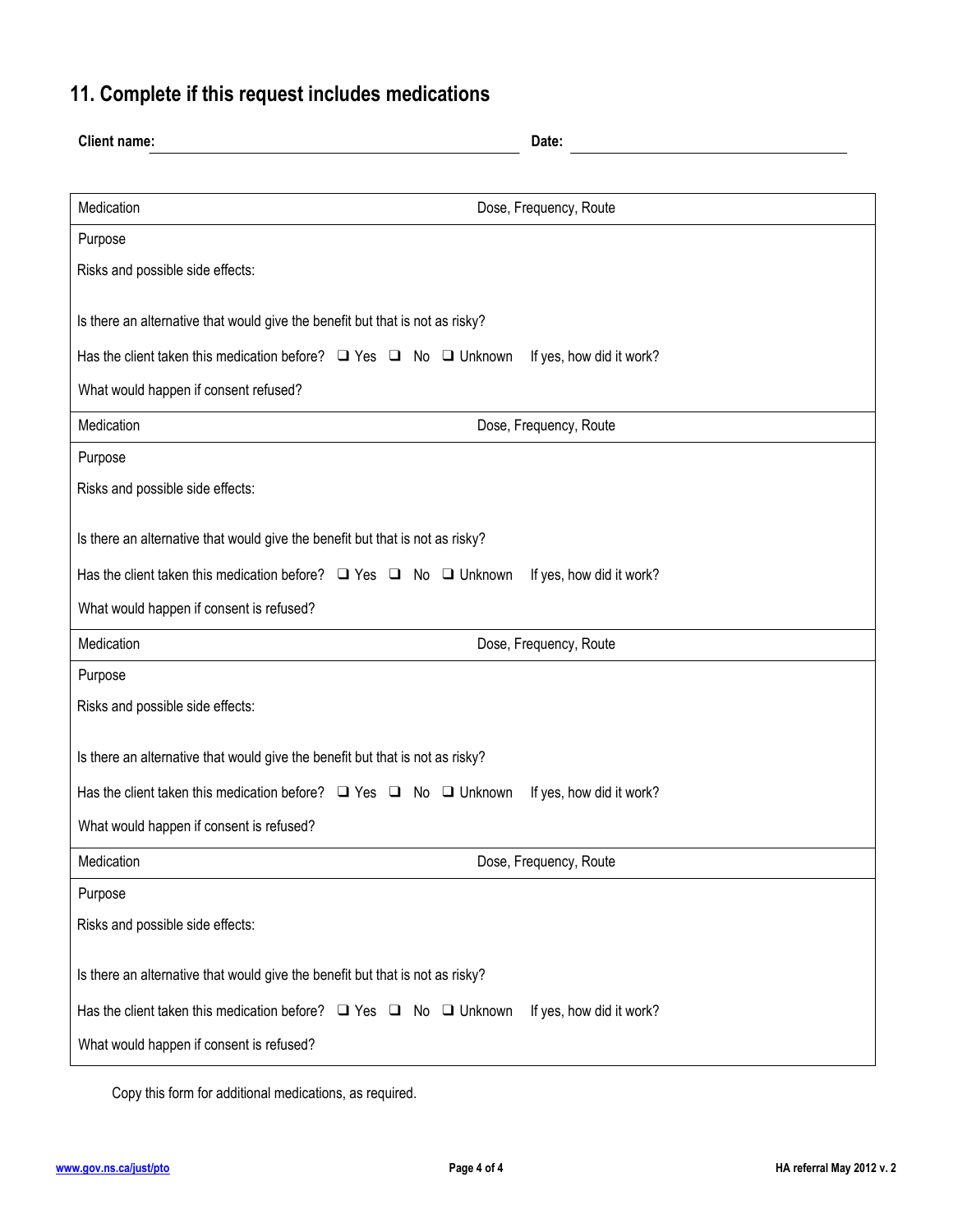## 11. Complete if this request includes medications

**Client name:** ______________________________ **Date:** ______________________

| Medication | Dose, Frequency, Route |
|---|---|
| Purpose | |
| Risks and possible side effects: | |
| Is there an alternative that would give the benefit but that is not as risky? | |
| Has the client taken this medication before? ❑ Yes ❑ No ❑ Unknown | If yes, how did it work? |
| What would happen if consent refused? | |
| **Medication** | **Dose, Frequency, Route** |
| Purpose | |
| Risks and possible side effects: | |
| Is there an alternative that would give the benefit but that is not as risky? | |
| Has the client taken this medication before? ❑ Yes ❑ No ❑ Unknown | If yes, how did it work? |
| What would happen if consent is refused? | |
| **Medication** | **Dose, Frequency, Route** |
| Purpose | |
| Risks and possible side effects: | |
| Is there an alternative that would give the benefit but that is not as risky? | |
| Has the client taken this medication before? ❑ Yes ❑ No ❑ Unknown | If yes, how did it work? |
| What would happen if consent is refused? | |
| **Medication** | **Dose, Frequency, Route** |
| Purpose | |
| Risks and possible side effects: | |
| Is there an alternative that would give the benefit but that is not as risky? | |
| Has the client taken this medication before? ❑ Yes ❑ No ❑ Unknown | If yes, how did it work? |
| What would happen if consent is refused? | |

Copy this form for additional medications, as required.

www.gov.ns.ca/just/pto

HA referral May 2012 v. 2